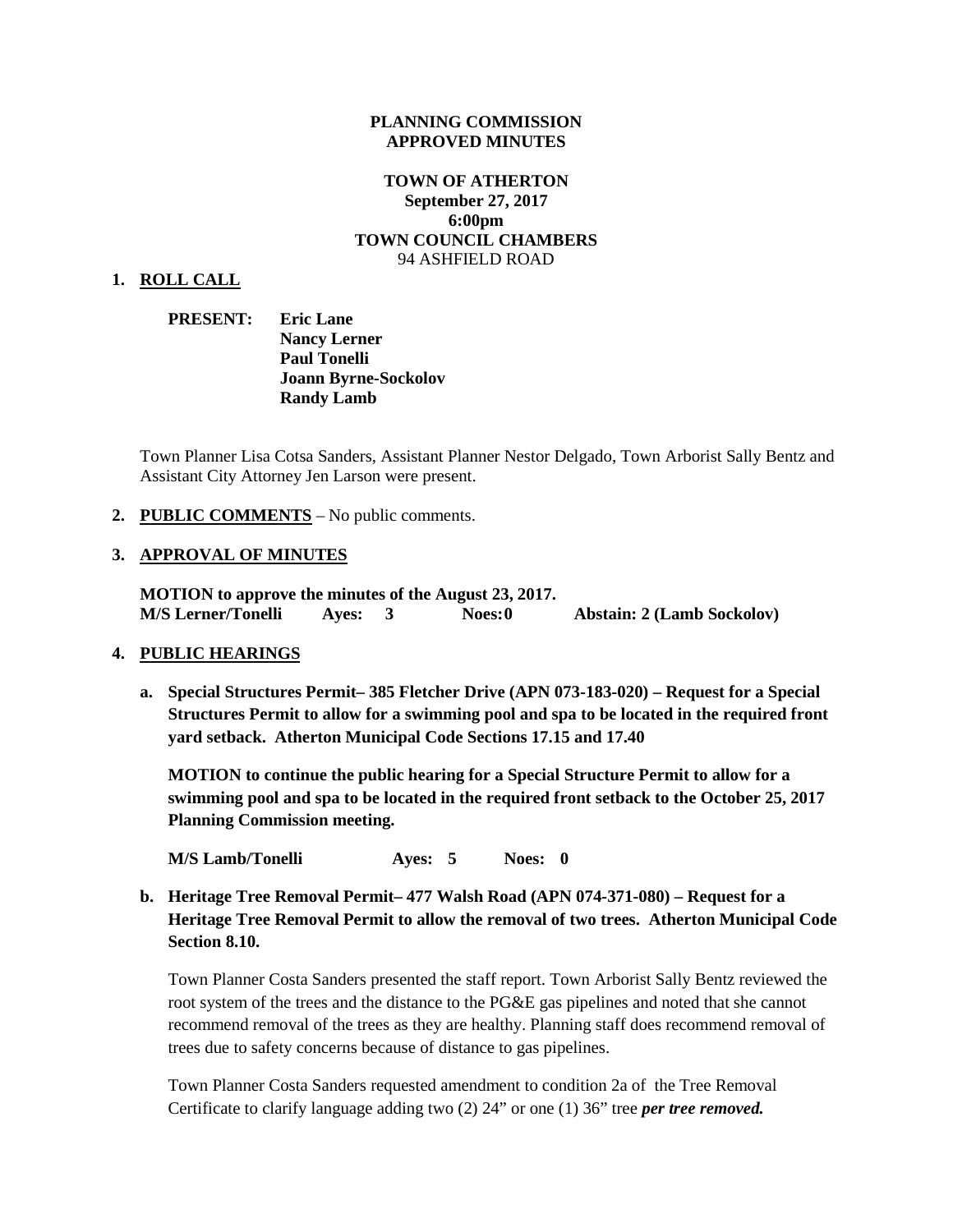**PLANNING COMMISSION**
**APPROVED MINUTES**

**TOWN OF ATHERTON**
**September 27, 2017**
**6:00pm**
**TOWN COUNCIL CHAMBERS**
94 ASHFIELD ROAD

## 1. ROLL CALL

**PRESENT:** **Eric Lane**
**Nancy Lerner**
**Paul Tonelli**
**Joann Byrne-Sockolov**
**Randy Lamb**

Town Planner Lisa Cotsa Sanders, Assistant Planner Nestor Delgado, Town Arborist Sally Bentz and Assistant City Attorney Jen Larson were present.

## 2. PUBLIC COMMENTS – No public comments.

## 3. APPROVAL OF MINUTES

**MOTION to approve the minutes of the August 23, 2017.**
**M/S Lerner/Tonelli Ayes: 3 Noes: 0 Abstain: 2 (Lamb Sockolov)**

## 4. PUBLIC HEARINGS

**a. Special Structures Permit– 385 Fletcher Drive (APN 073-183-020) – Request for a Special Structures Permit to allow for a swimming pool and spa to be located in the required front yard setback. Atherton Municipal Code Sections 17.15 and 17.40**

**MOTION to continue the public hearing for a Special Structure Permit to allow for a swimming pool and spa to be located in the required front setback to the October 25, 2017 Planning Commission meeting.**

**M/S Lamb/Tonelli Ayes: 5 Noes: 0**

**b. Heritage Tree Removal Permit– 477 Walsh Road (APN 074-371-080) – Request for a Heritage Tree Removal Permit to allow the removal of two trees. Atherton Municipal Code Section 8.10.**

Town Planner Costa Sanders presented the staff report. Town Arborist Sally Bentz reviewed the root system of the trees and the distance to the PG&E gas pipelines and noted that she cannot recommend removal of the trees as they are healthy. Planning staff does recommend removal of trees due to safety concerns because of distance to gas pipelines.

Town Planner Costa Sanders requested amendment to condition 2a of the Tree Removal Certificate to clarify language adding two (2) 24" or one (1) 36" tree ***per tree removed.***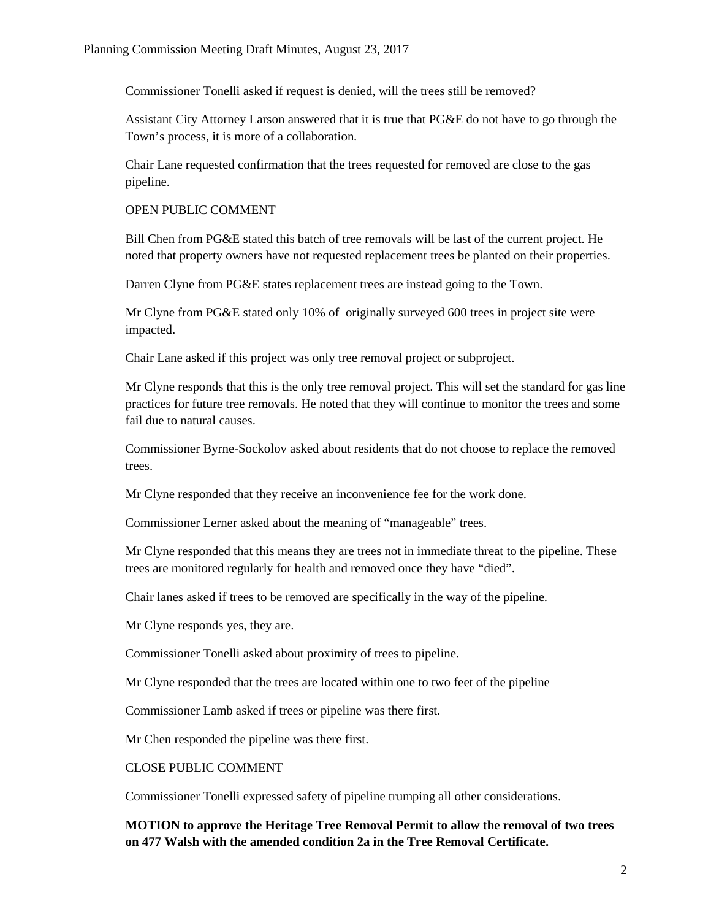Commissioner Tonelli asked if request is denied, will the trees still be removed?

Assistant City Attorney Larson answered that it is true that PG&E do not have to go through the Town's process, it is more of a collaboration.

Chair Lane requested confirmation that the trees requested for removed are close to the gas pipeline.

OPEN PUBLIC COMMENT

Bill Chen from PG&E stated this batch of tree removals will be last of the current project. He noted that property owners have not requested replacement trees be planted on their properties.

Darren Clyne from PG&E states replacement trees are instead going to the Town.

Mr Clyne from PG&E stated only 10% of originally surveyed 600 trees in project site were impacted.

Chair Lane asked if this project was only tree removal project or subproject.

Mr Clyne responds that this is the only tree removal project. This will set the standard for gas line practices for future tree removals. He noted that they will continue to monitor the trees and some fail due to natural causes.

Commissioner Byrne-Sockolov asked about residents that do not choose to replace the removed trees.

Mr Clyne responded that they receive an inconvenience fee for the work done.

Commissioner Lerner asked about the meaning of "manageable" trees.

Mr Clyne responded that this means they are trees not in immediate threat to the pipeline. These trees are monitored regularly for health and removed once they have "died".

Chair lanes asked if trees to be removed are specifically in the way of the pipeline.

Mr Clyne responds yes, they are.

Commissioner Tonelli asked about proximity of trees to pipeline.

Mr Clyne responded that the trees are located within one to two feet of the pipeline

Commissioner Lamb asked if trees or pipeline was there first.

Mr Chen responded the pipeline was there first.

CLOSE PUBLIC COMMENT

Commissioner Tonelli expressed safety of pipeline trumping all other considerations.

**MOTION to approve the Heritage Tree Removal Permit to allow the removal of two trees on 477 Walsh with the amended condition 2a in the Tree Removal Certificate.**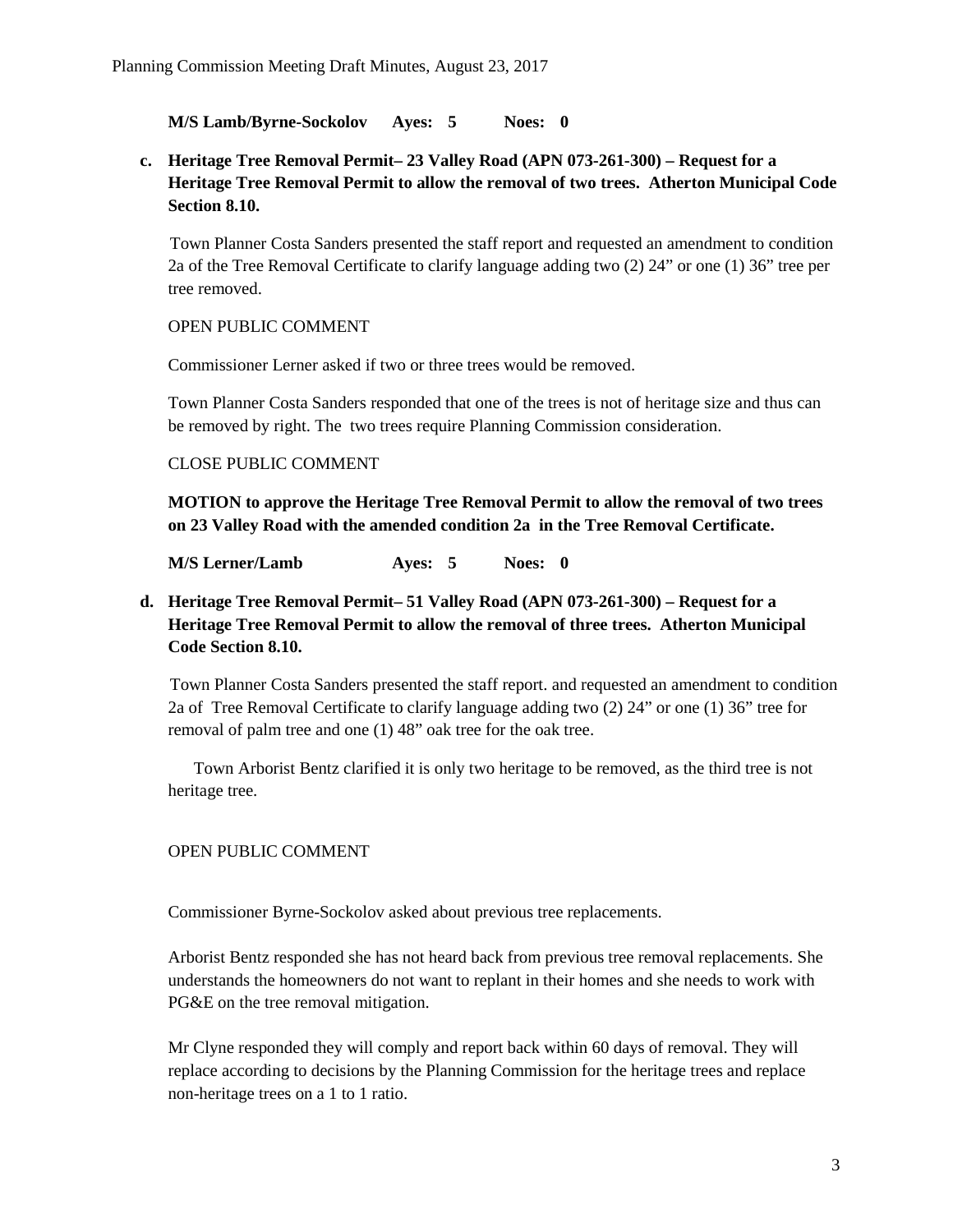**M/S Lamb/Byrne-Sockolov Ayes: 5 Noes: 0**

**c. Heritage Tree Removal Permit– 23 Valley Road (APN 073-261-300) – Request for a Heritage Tree Removal Permit to allow the removal of two trees. Atherton Municipal Code Section 8.10.**

Town Planner Costa Sanders presented the staff report and requested an amendment to condition 2a of the Tree Removal Certificate to clarify language adding two (2) 24" or one (1) 36" tree per tree removed.

OPEN PUBLIC COMMENT

Commissioner Lerner asked if two or three trees would be removed.

Town Planner Costa Sanders responded that one of the trees is not of heritage size and thus can be removed by right. The two trees require Planning Commission consideration.

CLOSE PUBLIC COMMENT

**MOTION to approve the Heritage Tree Removal Permit to allow the removal of two trees on 23 Valley Road with the amended condition 2a in the Tree Removal Certificate.**

**M/S Lerner/Lamb Ayes: 5 Noes: 0**

**d. Heritage Tree Removal Permit– 51 Valley Road (APN 073-261-300) – Request for a Heritage Tree Removal Permit to allow the removal of three trees. Atherton Municipal Code Section 8.10.**

Town Planner Costa Sanders presented the staff report. and requested an amendment to condition 2a of Tree Removal Certificate to clarify language adding two (2) 24" or one (1) 36" tree for removal of palm tree and one (1) 48" oak tree for the oak tree.

Town Arborist Bentz clarified it is only two heritage to be removed, as the third tree is not heritage tree.

OPEN PUBLIC COMMENT

Commissioner Byrne-Sockolov asked about previous tree replacements.

Arborist Bentz responded she has not heard back from previous tree removal replacements. She understands the homeowners do not want to replant in their homes and she needs to work with PG&E on the tree removal mitigation.

Mr Clyne responded they will comply and report back within 60 days of removal. They will replace according to decisions by the Planning Commission for the heritage trees and replace non-heritage trees on a 1 to 1 ratio.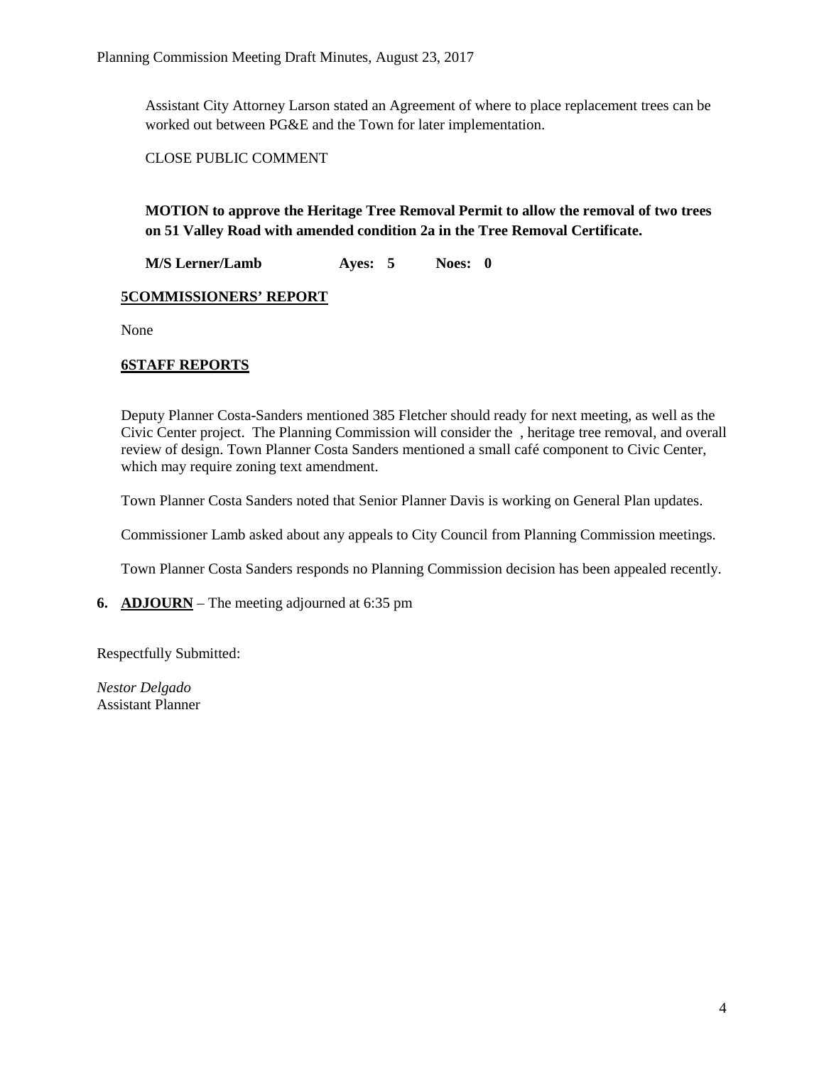Assistant City Attorney Larson stated an Agreement of where to place replacement trees can be worked out between PG&E and the Town for later implementation.

CLOSE PUBLIC COMMENT

**MOTION to approve the Heritage Tree Removal Permit to allow the removal of two trees on 51 Valley Road with amended condition 2a in the Tree Removal Certificate.**

**M/S Lerner/Lamb Ayes: 5 Noes: 0**

**5COMMISSIONERS' REPORT**

None

**6STAFF REPORTS**

Deputy Planner Costa-Sanders mentioned 385 Fletcher should ready for next meeting, as well as the Civic Center project. The Planning Commission will consider the , heritage tree removal, and overall review of design. Town Planner Costa Sanders mentioned a small café component to Civic Center, which may require zoning text amendment.

Town Planner Costa Sanders noted that Senior Planner Davis is working on General Plan updates.

Commissioner Lamb asked about any appeals to City Council from Planning Commission meetings.

Town Planner Costa Sanders responds no Planning Commission decision has been appealed recently.

**6. ADJOURN** – The meeting adjourned at 6:35 pm

Respectfully Submitted:

*Nestor Delgado*
Assistant Planner